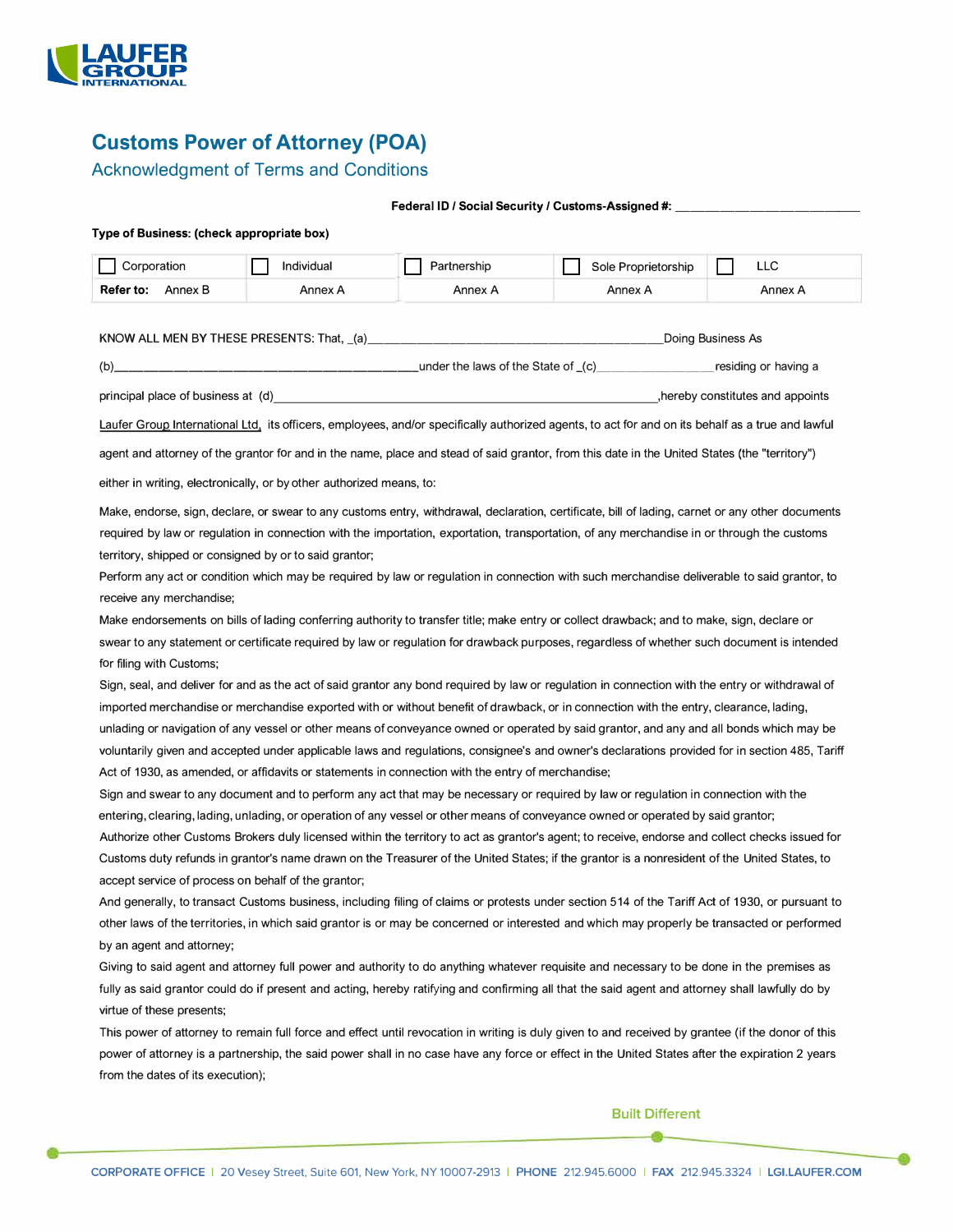# Customs Power of Attorney (POA)

## Acknowledgment of Terms and Conditions

**Federal ID / Social Security / Customs-Assigned #:** ____________________________

**Type of Business: (check appropriate box)**

| ☐ Corporation | ☐ Individual | ☐ Partnership | ☐ Sole Proprietorship | ☐ LLC |
|---|---|---|---|---|
| **Refer to:** Annex B | Annex A | Annex A | Annex A | Annex A |

KNOW ALL MEN BY THESE PRESENTS: That, _(a)_____________________________________________Doing Business As

(b)_______________________________________________under the laws of the State of _(c)_________________residing or having a

principal place of business at (d)____________________________________________________________,hereby constitutes and appoints

Laufer Group International Ltd, its officers, employees, and/or specifically authorized agents, to act for and on its behalf as a true and lawful agent and attorney of the grantor for and in the name, place and stead of said grantor, from this date in the United States (the "territory") either in writing, electronically, or by other authorized means, to:

Make, endorse, sign, declare, or swear to any customs entry, withdrawal, declaration, certificate, bill of lading, carnet or any other documents required by law or regulation in connection with the importation, exportation, transportation, of any merchandise in or through the customs territory, shipped or consigned by or to said grantor;

Perform any act or condition which may be required by law or regulation in connection with such merchandise deliverable to said grantor, to receive any merchandise;

Make endorsements on bills of lading conferring authority to transfer title; make entry or collect drawback; and to make, sign, declare or swear to any statement or certificate required by law or regulation for drawback purposes, regardless of whether such document is intended for filing with Customs;

Sign, seal, and deliver for and as the act of said grantor any bond required by law or regulation in connection with the entry or withdrawal of imported merchandise or merchandise exported with or without benefit of drawback, or in connection with the entry, clearance, lading, unlading or navigation of any vessel or other means of conveyance owned or operated by said grantor, and any and all bonds which may be voluntarily given and accepted under applicable laws and regulations, consignee's and owner's declarations provided for in section 485, Tariff Act of 1930, as amended, or affidavits or statements in connection with the entry of merchandise;

Sign and swear to any document and to perform any act that may be necessary or required by law or regulation in connection with the entering, clearing, lading, unlading, or operation of any vessel or other means of conveyance owned or operated by said grantor;

Authorize other Customs Brokers duly licensed within the territory to act as grantor's agent; to receive, endorse and collect checks issued for Customs duty refunds in grantor's name drawn on the Treasurer of the United States; if the grantor is a nonresident of the United States, to accept service of process on behalf of the grantor;

And generally, to transact Customs business, including filing of claims or protests under section 514 of the Tariff Act of 1930, or pursuant to other laws of the territories, in which said grantor is or may be concerned or interested and which may properly be transacted or performed by an agent and attorney;

Giving to said agent and attorney full power and authority to do anything whatever requisite and necessary to be done in the premises as fully as said grantor could do if present and acting, hereby ratifying and confirming all that the said agent and attorney shall lawfully do by virtue of these presents;

This power of attorney to remain full force and effect until revocation in writing is duly given to and received by grantee (if the donor of this power of attorney is a partnership, the said power shall in no case have any force or effect in the United States after the expiration 2 years from the dates of its execution);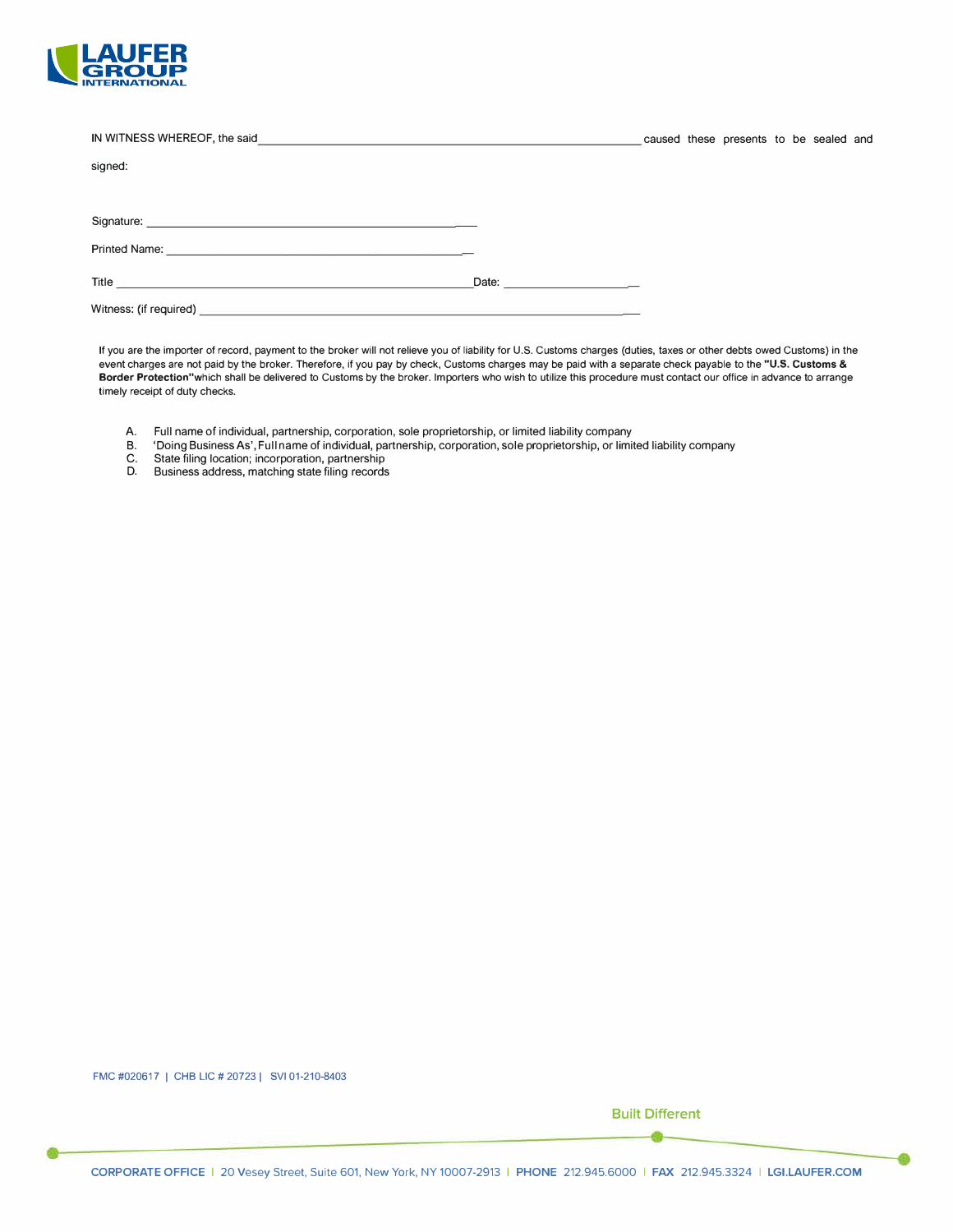IN WITNESS WHEREOF, the said \_\_\_\_\_\_\_\_\_\_\_\_\_\_\_\_\_\_\_\_\_\_\_\_\_\_\_\_\_\_\_\_\_\_\_\_\_\_\_\_\_\_\_\_\_\_\_\_\_\_\_\_\_\_\_\_\_\_ caused these presents to be sealed and signed:

Signature: \_\_\_\_\_\_\_\_\_\_\_\_\_\_\_\_\_\_\_\_\_\_\_\_\_\_\_\_\_\_\_\_\_\_\_\_\_\_\_\_\_\_\_\_\_\_

Printed Name: \_\_\_\_\_\_\_\_\_\_\_\_\_\_\_\_\_\_\_\_\_\_\_\_\_\_\_\_\_\_\_\_\_\_\_\_\_\_\_\_\_\_\_

Title \_\_\_\_\_\_\_\_\_\_\_\_\_\_\_\_\_\_\_\_\_\_\_\_\_\_\_\_\_\_\_\_\_\_\_\_\_\_\_\_\_\_\_\_\_\_\_\_\_\_\_\_ Date: \_\_\_\_\_\_\_\_\_\_\_\_\_\_\_\_\_\_\_\_\_

Witness: (if required) \_\_\_\_\_\_\_\_\_\_\_\_\_\_\_\_\_\_\_\_\_\_\_\_\_\_\_\_\_\_\_\_\_\_\_\_\_\_\_\_\_\_\_\_\_\_\_\_\_\_\_\_\_\_\_\_\_\_\_\_\_\_\_

If you are the importer of record, payment to the broker will not relieve you of liability for U.S. Customs charges (duties, taxes or other debts owed Customs) in the event charges are not paid by the broker. Therefore, if you pay by check, Customs charges may be paid with a separate check payable to the **"U.S. Customs & Border Protection"** which shall be delivered to Customs by the broker. Importers who wish to utilize this procedure must contact our office in advance to arrange timely receipt of duty checks.

A. Full name of individual, partnership, corporation, sole proprietorship, or limited liability company
B. 'Doing Business As', Fullname of individual, partnership, corporation, sole proprietorship, or limited liability company
C. State filing location; incorporation, partnership
D. Business address, matching state filing records

FMC #020617 | CHB LIC # 20723 | SVI 01-210-8403

Built Different

CORPORATE OFFICE | 20 Vesey Street, Suite 601, New York, NY 10007-2913 | PHONE 212.945.6000 | FAX 212.945.3324 | LGI.LAUFER.COM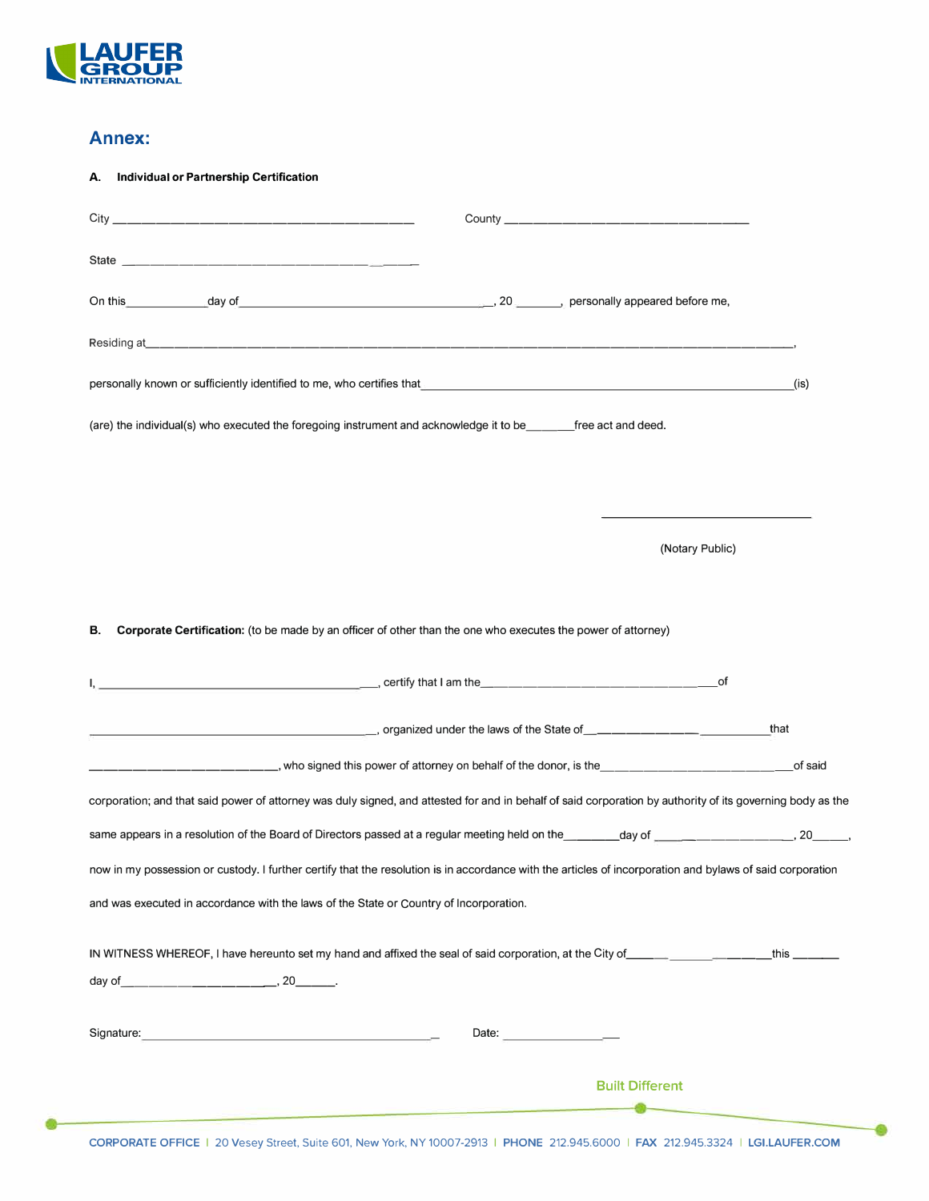## Annex:

**A. Individual or Partnership Certification**

City ______________________________________________ County ______________________________________

State ________________________________________________

On this____________day of______________________________________, 20 _______, personally appeared before me,

Residing at_______________________________________________________________________________________________,

personally known or sufficiently identified to me, who certifies that__________________________________________________________(is)

(are) the individual(s) who executed the foregoing instrument and acknowledge it to be_______free act and deed.

________________________________

(Notary Public)

**B. Corporate Certification:** (to be made by an officer of other than the one who executes the power of attorney)

I, __________________________________________, certify that I am the____________________________________of

_____________________________________________, organized under the laws of the State of______________________________that

______________________________, who signed this power of attorney on behalf of the donor, is the______________________________of said

corporation; and that said power of attorney was duly signed, and attested for and in behalf of said corporation by authority of its governing body as the

same appears in a resolution of the Board of Directors passed at a regular meeting held on the________day of _____________________, 20______,

now in my possession or custody. I further certify that the resolution is in accordance with the articles of incorporation and bylaws of said corporation

and was executed in accordance with the laws of the State or Country of Incorporation.

IN WITNESS WHEREOF, I have hereunto set my hand and affixed the seal of said corporation, at the City of______________________this _______

day of__________________________, 20______.

Signature:_______________________________________________ Date: __________________

Built Different

CORPORATE OFFICE | 20 Vesey Street, Suite 601, New York, NY 10007-2913 | PHONE 212.945.6000 | FAX 212.945.3324 | LGI.LAUFER.COM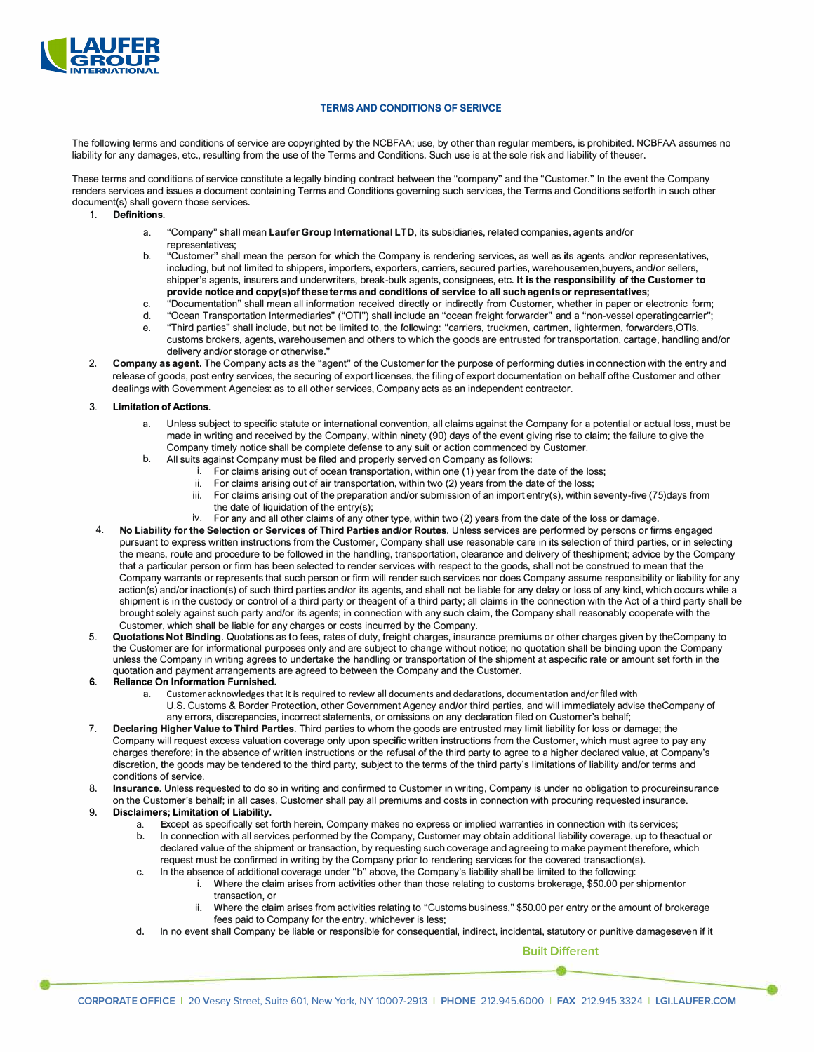### TERMS AND CONDITIONS OF SERIVCE

The following terms and conditions of service are copyrighted by the NCBFAA; use, by other than regular members, is prohibited. NCBFAA assumes no liability for any damages, etc., resulting from the use of the Terms and Conditions. Such use is at the sole risk and liability of theuser.

These terms and conditions of service constitute a legally binding contract between the "company" and the "Customer." In the event the Company renders services and issues a document containing Terms and Conditions governing such services, the Terms and Conditions setforth in such other document(s) shall govern those services.

1. **Definitions**.
   a. "Company" shall mean **Laufer Group International LTD**, its subsidiaries, related companies, agents and/or representatives;
   b. "Customer" shall mean the person for which the Company is rendering services, as well as its agents and/or representatives, including, but not limited to shippers, importers, exporters, carriers, secured parties, warehousemen,buyers, and/or sellers, shipper's agents, insurers and underwriters, break-bulk agents, consignees, etc. **It is the responsibility of the Customer to provide notice and copy(s)of these terms and conditions of service to all such agents or representatives;**
   c. "Documentation" shall mean all information received directly or indirectly from Customer, whether in paper or electronic form;
   d. "Ocean Transportation Intermediaries" ("OTI") shall include an "ocean freight forwarder" and a "non-vessel operatingcarrier";
   e. "Third parties" shall include, but not be limited to, the following: "carriers, truckmen, cartmen, lightermen, forwarders,OTIs, customs brokers, agents, warehousemen and others to which the goods are entrusted for transportation, cartage, handling and/or delivery and/or storage or otherwise."
2. **Company as agent.** The Company acts as the "agent" of the Customer for the purpose of performing duties in connection with the entry and release of goods, post entry services, the securing of export licenses, the filing of export documentation on behalf ofthe Customer and other dealings with Government Agencies: as to all other services, Company acts as an independent contractor.
3. **Limitation of Actions.**
   a. Unless subject to specific statute or international convention, all claims against the Company for a potential or actual loss, must be made in writing and received by the Company, within ninety (90) days of the event giving rise to claim; the failure to give the Company timely notice shall be complete defense to any suit or action commenced by Customer.
   b. All suits against Company must be filed and properly served on Company as follows:
      i. For claims arising out of ocean transportation, within one (1) year from the date of the loss;
      ii. For claims arising out of air transportation, within two (2) years from the date of the loss;
      iii. For claims arising out of the preparation and/or submission of an import entry(s), within seventy-five (75)days from the date of liquidation of the entry(s);
      iv. For any and all other claims of any other type, within two (2) years from the date of the loss or damage.
4. **No Liability for the Selection or Services of Third Parties and/or Routes**. Unless services are performed by persons or firms engaged pursuant to express written instructions from the Customer, Company shall use reasonable care in its selection of third parties, or in selecting the means, route and procedure to be followed in the handling, transportation, clearance and delivery of theshipment; advice by the Company that a particular person or firm has been selected to render services with respect to the goods, shall not be construed to mean that the Company warrants or represents that such person or firm will render such services nor does Company assume responsibility or liability for any action(s) and/or inaction(s) of such third parties and/or its agents, and shall not be liable for any delay or loss of any kind, which occurs while a shipment is in the custody or control of a third party or theagent of a third party; all claims in the connection with the Act of a third party shall be brought solely against such party and/or its agents; in connection with any such claim, the Company shall reasonably cooperate with the Customer, which shall be liable for any charges or costs incurred by the Company.
5. **Quotations Not Binding**. Quotations as to fees, rates of duty, freight charges, insurance premiums or other charges given by theCompany to the Customer are for informational purposes only and are subject to change without notice; no quotation shall be binding upon the Company unless the Company in writing agrees to undertake the handling or transportation of the shipment at aspecific rate or amount set forth in the quotation and payment arrangements are agreed to between the Company and the Customer.
6. **Reliance On Information Furnished.**
   a. Customer acknowledges that it is required to review all documents and declarations, documentation and/or filed with U.S. Customs & Border Protection, other Government Agency and/or third parties, and will immediately advise theCompany of any errors, discrepancies, incorrect statements, or omissions on any declaration filed on Customer's behalf;
7. **Declaring Higher Value to Third Parties**. Third parties to whom the goods are entrusted may limit liability for loss or damage; the Company will request excess valuation coverage only upon specific written instructions from the Customer, which must agree to pay any charges therefore; in the absence of written instructions or the refusal of the third party to agree to a higher declared value, at Company's discretion, the goods may be tendered to the third party, subject to the terms of the third party's limitations of liability and/or terms and conditions of service.
8. **Insurance**. Unless requested to do so in writing and confirmed to Customer in writing, Company is under no obligation to procureinsurance on the Customer's behalf; in all cases, Customer shall pay all premiums and costs in connection with procuring requested insurance.
9. **Disclaimers; Limitation of Liability.**
   a. Except as specifically set forth herein, Company makes no express or implied warranties in connection with its services;
   b. In connection with all services performed by the Company, Customer may obtain additional liability coverage, up to theactual or declared value of the shipment or transaction, by requesting such coverage and agreeing to make payment therefore, which request must be confirmed in writing by the Company prior to rendering services for the covered transaction(s).
   c. In the absence of additional coverage under "b" above, the Company's liability shall be limited to the following:
      i. Where the claim arises from activities other than those relating to customs brokerage, $50.00 per shipmentor transaction, or
      ii. Where the claim arises from activities relating to "Customs business," $50.00 per entry or the amount of brokerage fees paid to Company for the entry, whichever is less;
   d. In no event shall Company be liable or responsible for consequential, indirect, incidental, statutory or punitive damageseven if it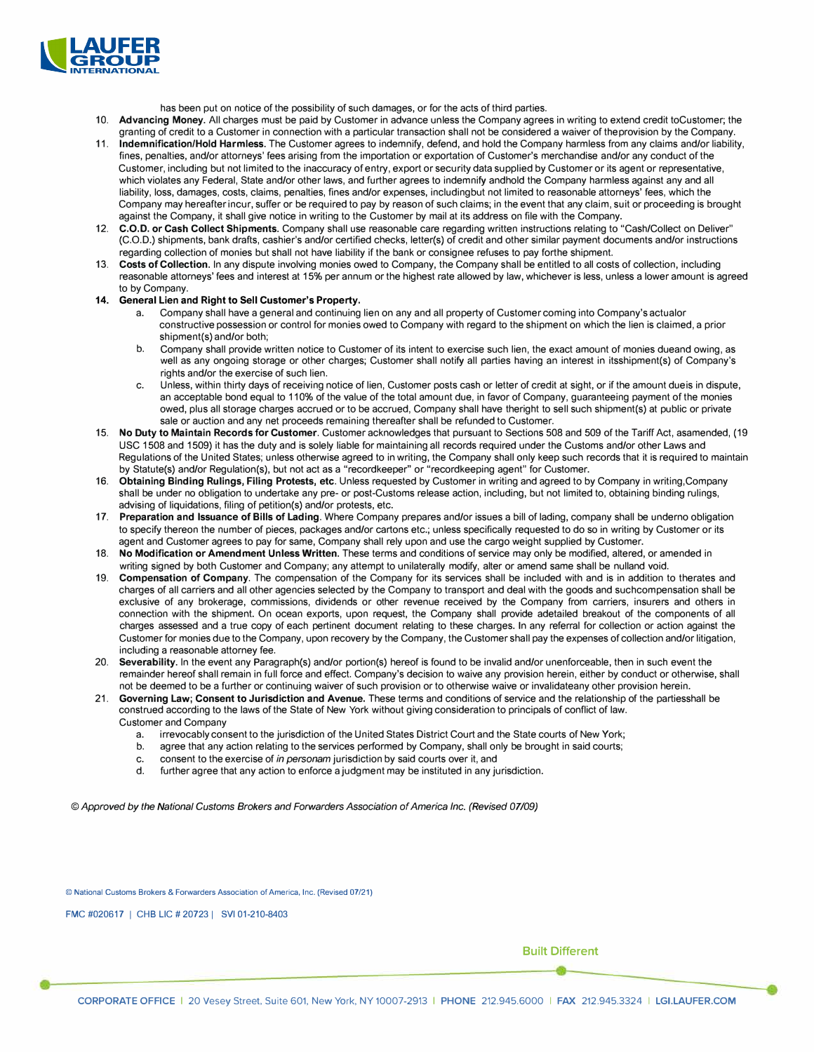has been put on notice of the possibility of such damages, or for the acts of third parties.

10. **Advancing Money.** All charges must be paid by Customer in advance unless the Company agrees in writing to extend credit toCustomer; the granting of credit to a Customer in connection with a particular transaction shall not be considered a waiver of theprovision by the Company.
11. **Indemnification/Hold Harmless.** The Customer agrees to indemnify, defend, and hold the Company harmless from any claims and/or liability, fines, penalties, and/or attorneys' fees arising from the importation or exportation of Customer's merchandise and/or any conduct of the Customer, including but not limited to the inaccuracy of entry, export or security data supplied by Customer or its agent or representative, which violates any Federal, State and/or other laws, and further agrees to indemnify andhold the Company harmless against any and all liability, loss, damages, costs, claims, penalties, fines and/or expenses, includingbut not limited to reasonable attorneys' fees, which the Company may hereafter incur, suffer or be required to pay by reason of such claims; in the event that any claim, suit or proceeding is brought against the Company, it shall give notice in writing to the Customer by mail at its address on file with the Company.
12. **C.O.D. or Cash Collect Shipments.** Company shall use reasonable care regarding written instructions relating to "Cash/Collect on Deliver" (C.O.D.) shipments, bank drafts, cashier's and/or certified checks, letter(s) of credit and other similar payment documents and/or instructions regarding collection of monies but shall not have liability if the bank or consignee refuses to pay forthe shipment.
13. **Costs of Collection.** In any dispute involving monies owed to Company, the Company shall be entitled to all costs of collection, including reasonable attorneys' fees and interest at 15% per annum or the highest rate allowed by law, whichever is less, unless a lower amount is agreed to by Company.
14. **General Lien and Right to Sell Customer's Property.**
    a. Company shall have a general and continuing lien on any and all property of Customer coming into Company's actualor constructive possession or control for monies owed to Company with regard to the shipment on which the lien is claimed, a prior shipment(s) and/or both;
    b. Company shall provide written notice to Customer of its intent to exercise such lien, the exact amount of monies dueand owing, as well as any ongoing storage or other charges; Customer shall notify all parties having an interest in itsshipment(s) of Company's rights and/or the exercise of such lien.
    c. Unless, within thirty days of receiving notice of lien, Customer posts cash or letter of credit at sight, or if the amount dueis in dispute, an acceptable bond equal to 110% of the value of the total amount due, in favor of Company, guaranteeing payment of the monies owed, plus all storage charges accrued or to be accrued, Company shall have theright to sell such shipment(s) at public or private sale or auction and any net proceeds remaining thereafter shall be refunded to Customer.
15. **No Duty to Maintain Records for Customer**. Customer acknowledges that pursuant to Sections 508 and 509 of the Tariff Act, asamended, (19 USC 1508 and 1509) it has the duty and is solely liable for maintaining all records required under the Customs and/or other Laws and Regulations of the United States; unless otherwise agreed to in writing, the Company shall only keep such records that it is required to maintain by Statute(s) and/or Regulation(s), but not act as a "recordkeeper" or "recordkeeping agent" for Customer.
16. **Obtaining Binding Rulings, Filing Protests, etc**. Unless requested by Customer in writing and agreed to by Company in writing,Company shall be under no obligation to undertake any pre- or post-Customs release action, including, but not limited to, obtaining binding rulings, advising of liquidations, filing of petition(s) and/or protests, etc.
17. **Preparation and Issuance of Bills of Lading**. Where Company prepares and/or issues a bill of lading, company shall be underno obligation to specify thereon the number of pieces, packages and/or cartons etc.; unless specifically requested to do so in writing by Customer or its agent and Customer agrees to pay for same, Company shall rely upon and use the cargo weight supplied by Customer.
18. **No Modification or Amendment Unless Written.** These terms and conditions of service may only be modified, altered, or amended in writing signed by both Customer and Company; any attempt to unilaterally modify, alter or amend same shall be nulland void.
19. **Compensation of Company**. The compensation of the Company for its services shall be included with and is in addition to therates and charges of all carriers and all other agencies selected by the Company to transport and deal with the goods and suchcompensation shall be exclusive of any brokerage, commissions, dividends or other revenue received by the Company from carriers, insurers and others in connection with the shipment. On ocean exports, upon request, the Company shall provide adetailed breakout of the components of all charges assessed and a true copy of each pertinent document relating to these charges. In any referral for collection or action against the Customer for monies due to the Company, upon recovery by the Company, the Customer shall pay the expenses of collection and/or litigation, including a reasonable attorney fee.
20. **Severability.** In the event any Paragraph(s) and/or portion(s) hereof is found to be invalid and/or unenforceable, then in such event the remainder hereof shall remain in full force and effect. Company's decision to waive any provision herein, either by conduct or otherwise, shall not be deemed to be a further or continuing waiver of such provision or to otherwise waive or invalidateany other provision herein.
21. **Governing Law; Consent to Jurisdiction and Avenue.** These terms and conditions of service and the relationship of the partiesshall be construed according to the laws of the State of New York without giving consideration to principals of conflict of law.
    Customer and Company
    a. irrevocably consent to the jurisdiction of the United States District Court and the State courts of New York;
    b. agree that any action relating to the services performed by Company, shall only be brought in said courts;
    c. consent to the exercise of *in personam* jurisdiction by said courts over it, and
    d. further agree that any action to enforce a judgment may be instituted in any jurisdiction.

*© Approved by the National Customs Brokers and Forwarders Association of America Inc. (Revised 07/09)*

© National Customs Brokers & Forwarders Association of America, Inc. (Revised 07/21)

FMC #020617 | CHB LIC # 20723 | SVI 01-210-8403